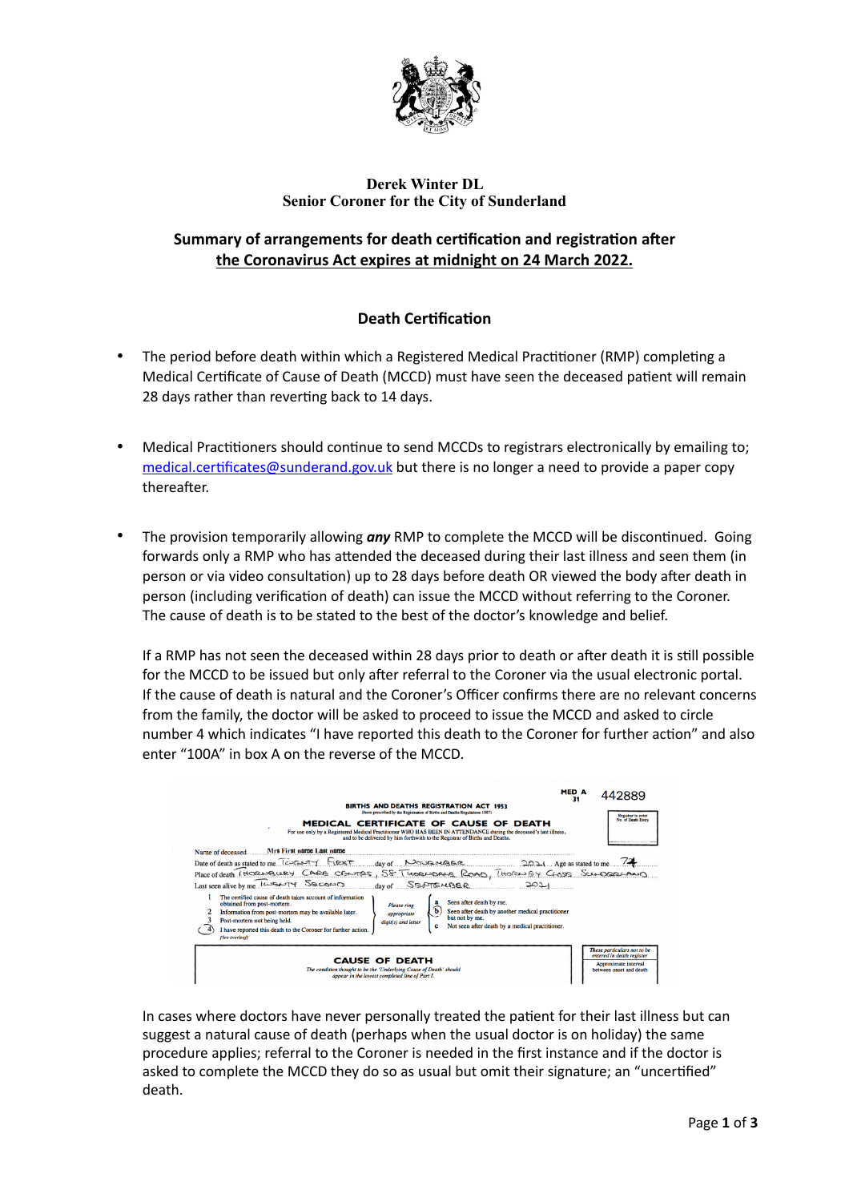**Derek Winter DL**
**Senior Coroner for the City of Sunderland**

## Summary of arrangements for death certification and registration after the Coronavirus Act expires at midnight on 24 March 2022.

### Death Certification

- The period before death within which a Registered Medical Practitioner (RMP) completing a Medical Certificate of Cause of Death (MCCD) must have seen the deceased patient will remain 28 days rather than reverting back to 14 days.

- Medical Practitioners should continue to send MCCDs to registrars electronically by emailing to; medical.certificates@sunderand.gov.uk but there is no longer a need to provide a paper copy thereafter.

- The provision temporarily allowing ***any*** RMP to complete the MCCD will be discontinued. Going forwards only a RMP who has attended the deceased during their last illness and seen them (in person or via video consultation) up to 28 days before death OR viewed the body after death in person (including verification of death) can issue the MCCD without referring to the Coroner. The cause of death is to be stated to the best of the doctor's knowledge and belief.

  If a RMP has not seen the deceased within 28 days prior to death or after death it is still possible for the MCCD to be issued but only after referral to the Coroner via the usual electronic portal. If the cause of death is natural and the Coroner's Officer confirms there are no relevant concerns from the family, the doctor will be asked to proceed to issue the MCCD and asked to circle number 4 which indicates "I have reported this death to the Coroner for further action" and also enter "100A" in box A on the reverse of the MCCD.

MED A 31 442889

BIRTHS AND DEATHS REGISTRATION ACT 1953
(Form prescribed by the Registration of Births and Deaths Regulations 1987)

MEDICAL CERTIFICATE OF CAUSE OF DEATH
For use only by a Registered Medical Practitioner WHO HAS BEEN IN ATTENDANCE during the deceased's last illness, and to be delivered by him forthwith to the Registrar of Births and Deaths.

Registrar to enter No. of Death Entry

Name of deceased Mrs First name Last name
Date of death as stated to me TWENTY FIRST day of NOVEMBER 2021 Age as stated to me 74
Place of death THORNBURY CARE CENTRE, 58 THORNDALE ROAD, THORNEY CLOSE, SUNDERLAND
Last seen alive by me TWENTY SECOND day of SEPTEMBER 2021

1 The certified cause of death takes account of information obtained from post-mortem.
2 Information from post-mortem may be available later.
3 Post-mortem not being held.
(4) I have reported this death to the Coroner for further action. [See overleaf]

Please ring appropriate digit(s) and letter

a Seen after death by me.
(b) Seen after death by another medical practitioner but not by me.
c Not seen after death by a medical practitioner.

CAUSE OF DEATH
The condition thought to be the 'Underlying Cause of Death' should appear in the lowest completed line of Part I.

These particulars not to be entered in death register
Approximate interval between onset and death

In cases where doctors have never personally treated the patient for their last illness but can suggest a natural cause of death (perhaps when the usual doctor is on holiday) the same procedure applies; referral to the Coroner is needed in the first instance and if the doctor is asked to complete the MCCD they do so as usual but omit their signature; an "uncertified" death.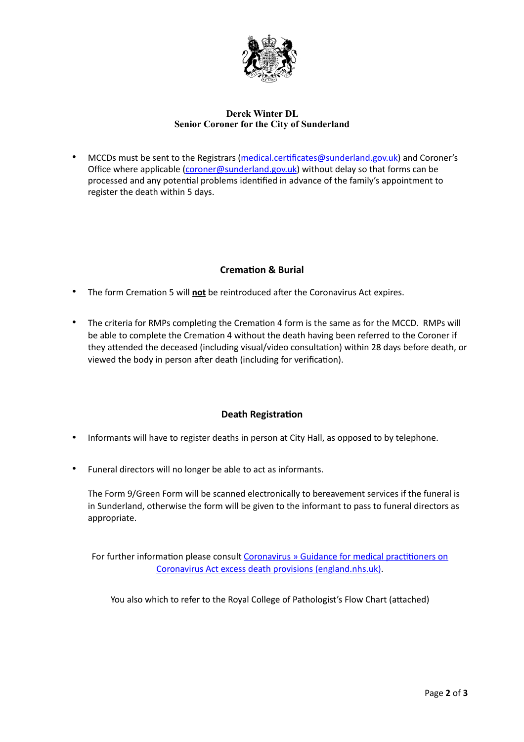**Derek Winter DL**
**Senior Coroner for the City of Sunderland**

- MCCDs must be sent to the Registrars ([medical.certificates@sunderland.gov.uk](mailto:medical.certificates@sunderland.gov.uk)) and Coroner's Office where applicable ([coroner@sunderland.gov.uk](mailto:coroner@sunderland.gov.uk)) without delay so that forms can be processed and any potential problems identified in advance of the family's appointment to register the death within 5 days.

## Cremation & Burial

- The form Cremation 5 will **not** be reintroduced after the Coronavirus Act expires.

- The criteria for RMPs completing the Cremation 4 form is the same as for the MCCD. RMPs will be able to complete the Cremation 4 without the death having been referred to the Coroner if they attended the deceased (including visual/video consultation) within 28 days before death, or viewed the body in person after death (including for verification).

## Death Registration

- Informants will have to register deaths in person at City Hall, as opposed to by telephone.

- Funeral directors will no longer be able to act as informants.

  The Form 9/Green Form will be scanned electronically to bereavement services if the funeral is in Sunderland, otherwise the form will be given to the informant to pass to funeral directors as appropriate.

For further information please consult Coronavirus » Guidance for medical practitioners on Coronavirus Act excess death provisions (england.nhs.uk).

You also which to refer to the Royal College of Pathologist's Flow Chart (attached)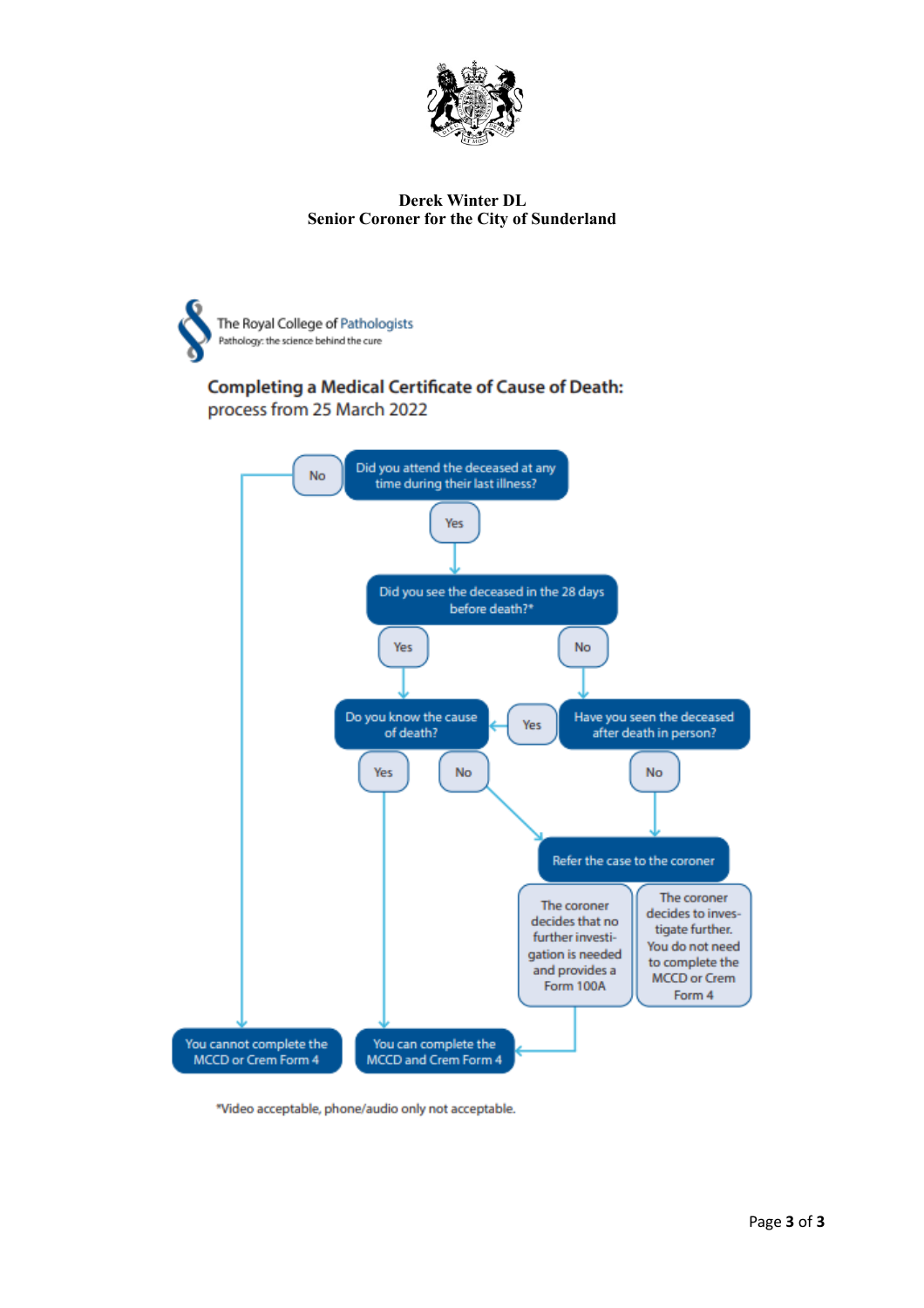**Derek Winter DL**
**Senior Coroner for the City of Sunderland**

The Royal College of Pathologists
Pathology: the science behind the cure

## Completing a Medical Certificate of Cause of Death:

process from 25 March 2022

Did you attend the deceased at any time during their last illness?

No

Yes

Did you see the deceased in the 28 days before death?*

Yes

No

Do you know the cause of death?

Yes

Have you seen the deceased after death in person?

Yes

No

No

Refer the case to the coroner

The coroner decides that no further investigation is needed and provides a Form 100A

The coroner decides to investigate further. You do not need to complete the MCCD or Crem Form 4

You cannot complete the MCCD or Crem Form 4

You can complete the MCCD and Crem Form 4

*Video acceptable, phone/audio only not acceptable.